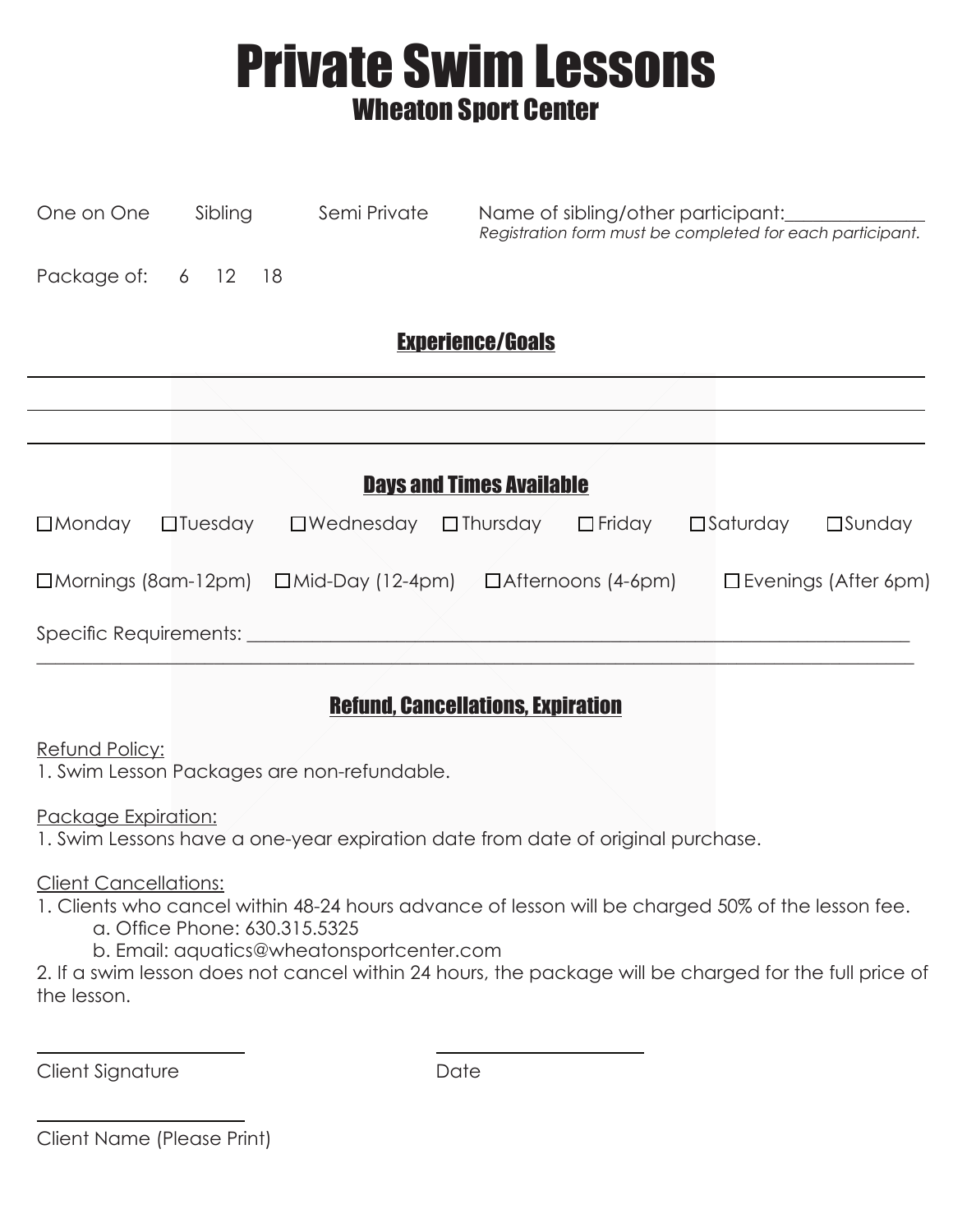# Private Swim Lessons

## Wheaton Sport Center

One on One    Sibling    Semi Private    Name of sibling/other participant:______________

*Registration form must be completed for each participant.*

Package of:  6  12  18

## Experience/Goals

______________________________________________________________________

______________________________________________________________________

______________________________________________________________________

## Days and Times Available

☐Monday  ☐Tuesday  ☐Wednesday  ☐Thursday  ☐Friday  ☐Saturday  ☐Sunday

☐Mornings (8am-12pm)  ☐Mid-Day (12-4pm)  ☐Afternoons (4-6pm)  ☐Evenings (After 6pm)

Specific Requirements: ______________________________________________________________________

______________________________________________________________________

## Refund, Cancellations, Expiration

Refund Policy:

1. Swim Lesson Packages are non-refundable.

Package Expiration:

1. Swim Lessons have a one-year expiration date from date of original purchase.

Client Cancellations:

1. Clients who cancel within 48-24 hours advance of lesson will be charged 50% of the lesson fee.
   a. Office Phone: 630.315.5325
   b. Email: aquatics@wheatonsportcenter.com
2. If a swim lesson does not cancel within 24 hours, the package will be charged for the full price of the lesson.

____________________    ____________________

Client Signature    Date

____________________

Client Name (Please Print)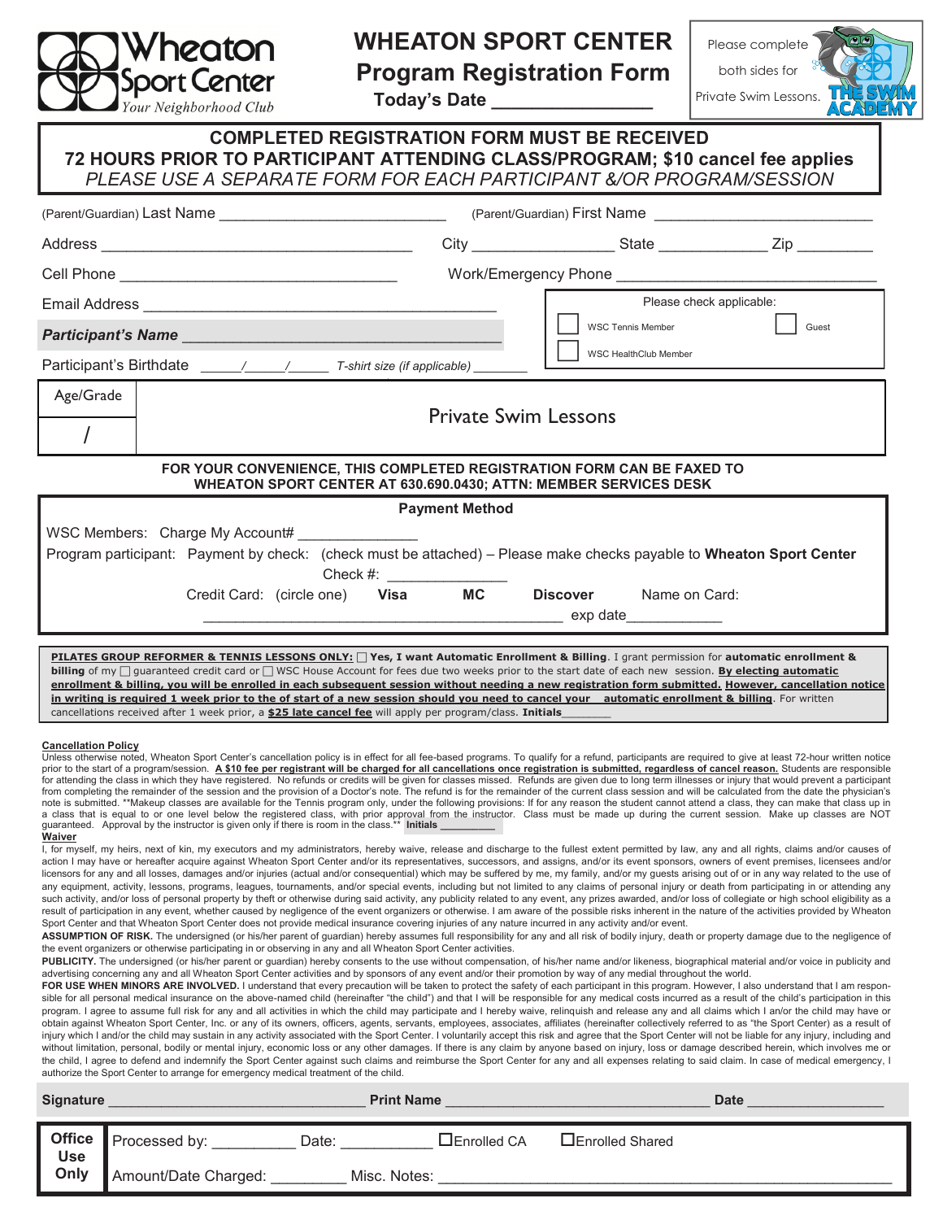**Wheaton Sport Center**
*Your Neighborhood Club*

# WHEATON SPORT CENTER
## Program Registration Form
**Today's Date ________________**

Please complete both sides for Private Swim Lessons.

THE SWIM ACADEMY

**COMPLETED REGISTRATION FORM MUST BE RECEIVED**
**72 HOURS PRIOR TO PARTICIPANT ATTENDING CLASS/PROGRAM; $10 cancel fee applies**
*PLEASE USE A SEPARATE FORM FOR EACH PARTICIPANT &/OR PROGRAM/SESSION*

(Parent/Guardian) Last Name ___________________________ (Parent/Guardian) First Name __________________________

Address _____________________________________ City _________________ State _____________ Zip _________

Cell Phone _________________________________ Work/Emergency Phone ________________________________

Email Address ___________________________________________

***Participant's Name*** _____________________________________

Participant's Birthdate _____/_____/_____ *T-shirt size (if applicable)* _______

Please check applicable:
- ☐ WSC Tennis Member
- ☐ Guest
- ☐ WSC HealthClub Member

| Age/Grade | Private Swim Lessons |
|---|---|
| / | |

**FOR YOUR CONVENIENCE, THIS COMPLETED REGISTRATION FORM CAN BE FAXED TO WHEATON SPORT CENTER AT 630.690.0430; ATTN: MEMBER SERVICES DESK**

**Payment Method**

WSC Members: Charge My Account# _______________

Program participant: Payment by check: (check must be attached) – Please make checks payable to **Wheaton Sport Center**

Check #: _______________

Credit Card: (circle one) **Visa** **MC** **Discover** Name on Card:

_____________________________________________ exp date____________

**PILATES GROUP REFORMER & TENNIS LESSONS ONLY:** ☐ **Yes, I want Automatic Enrollment & Billing**. I grant permission for **automatic enrollment & billing** of my ☐ guaranteed credit card or ☐ WSC House Account for fees due two weeks prior to the start date of each new session. **By electing automatic enrollment & billing, you will be enrolled in each subsequent session without needing a new registration form submitted. However, cancellation notice in writing is required 1 week prior to the of start of a new session should you need to cancel your automatic enrollment & billing**. For written cancellations received after 1 week prior, a **$25 late cancel fee** will apply per program/class. **Initials________**

**Cancellation Policy**

Unless otherwise noted, Wheaton Sport Center's cancellation policy is in effect for all fee-based programs. To qualify for a refund, participants are required to give at least 72-hour written notice prior to the start of a program/session. **A $10 fee per registrant will be charged for all cancellations once registration is submitted, regardless of cancel reason.** Students are responsible for attending the class in which they have registered. No refunds or credits will be given for classes missed. Refunds are given due to long term illnesses or injury that would prevent a participant from completing the remainder of the session and the provision of a Doctor's note. The refund is for the remainder of the current class session and will be calculated from the date the physician's note is submitted. **Makeup classes are available for the Tennis program only, under the following provisions: If for any reason the student cannot attend a class, they can make that class up in a class that is equal to or one level below the registered class, with prior approval from the instructor. Class must be made up during the current session. Make up classes are NOT guaranteed. Approval by the instructor is given only if there is room in the class.** **Initials _________**

**Waiver**

I, for myself, my heirs, next of kin, my executors and my administrators, hereby waive, release and discharge to the fullest extent permitted by law, any and all rights, claims and/or causes of action I may have or hereafter acquire against Wheaton Sport Center and/or its representatives, successors, and assigns, and/or its event sponsors, owners of event premises, licensees and/or licensors for any and all losses, damages and/or injuries (actual and/or consequential) which may be suffered by me, my family, and/or my guests arising out of or in any way related to the use of any equipment, activity, lessons, programs, leagues, tournaments, and/or special events, including but not limited to any claims of personal injury or death from participating in or attending any such activity, and/or loss of personal property by theft or otherwise during said activity, any publicity related to any event, any prizes awarded, and/or loss of collegiate or high school eligibility as a result of participation in any event, whether caused by negligence of the event organizers or otherwise. I am aware of the possible risks inherent in the nature of the activities provided by Wheaton Sport Center and that Wheaton Sport Center does not provide medical insurance covering injuries of any nature incurred in any activity and/or event.

**ASSUMPTION OF RISK.** The undersigned (or his/her parent of guardian) hereby assumes full responsibility for any and all risk of bodily injury, death or property damage due to the negligence of the event organizers or otherwise participating in or observing in any and all Wheaton Sport Center activities.

**PUBLICITY.** The undersigned (or his/her parent or guardian) hereby consents to the use without compensation, of his/her name and/or likeness, biographical material and/or voice in publicity and advertising concerning any and all Wheaton Sport Center activities and by sponsors of any event and/or their promotion by way of any medial throughout the world.

**FOR USE WHEN MINORS ARE INVOLVED.** I understand that every precaution will be taken to protect the safety of each participant in this program. However, I also understand that I am responsible for all personal medical insurance on the above-named child (hereinafter "the child") and that I will be responsible for any medical costs incurred as a result of the child's participation in this program. I agree to assume full risk for any and all activities in which the child may participate and I hereby waive, relinquish and release any and all claims which I an/or the child may have or obtain against Wheaton Sport Center, Inc. or any of its owners, officers, agents, servants, employees, associates, affiliates (hereinafter collectively referred to as "the Sport Center) as a result of injury which I and/or the child may sustain in any activity associated with the Sport Center. I voluntarily accept this risk and agree that the Sport Center will not be liable for any injury, including and without limitation, personal, bodily or mental injury, economic loss or any other damages. If there is any claim by anyone based on injury, loss or damage described herein, which involves me or the child, I agree to defend and indemnify the Sport Center against such claims and reimburse the Sport Center for any and all expenses relating to said claim. In case of medical emergency, I authorize the Sport Center to arrange for emergency medical treatment of the child.

**Signature** _______________________________ **Print Name** ________________________________ **Date** ________________

| Office Use Only | Processed by: __________ Date: ___________ ☐Enrolled CA ☐Enrolled Shared |
|---|---|
| | Amount/Date Charged: _________ Misc. Notes: ______________________________________________________ |